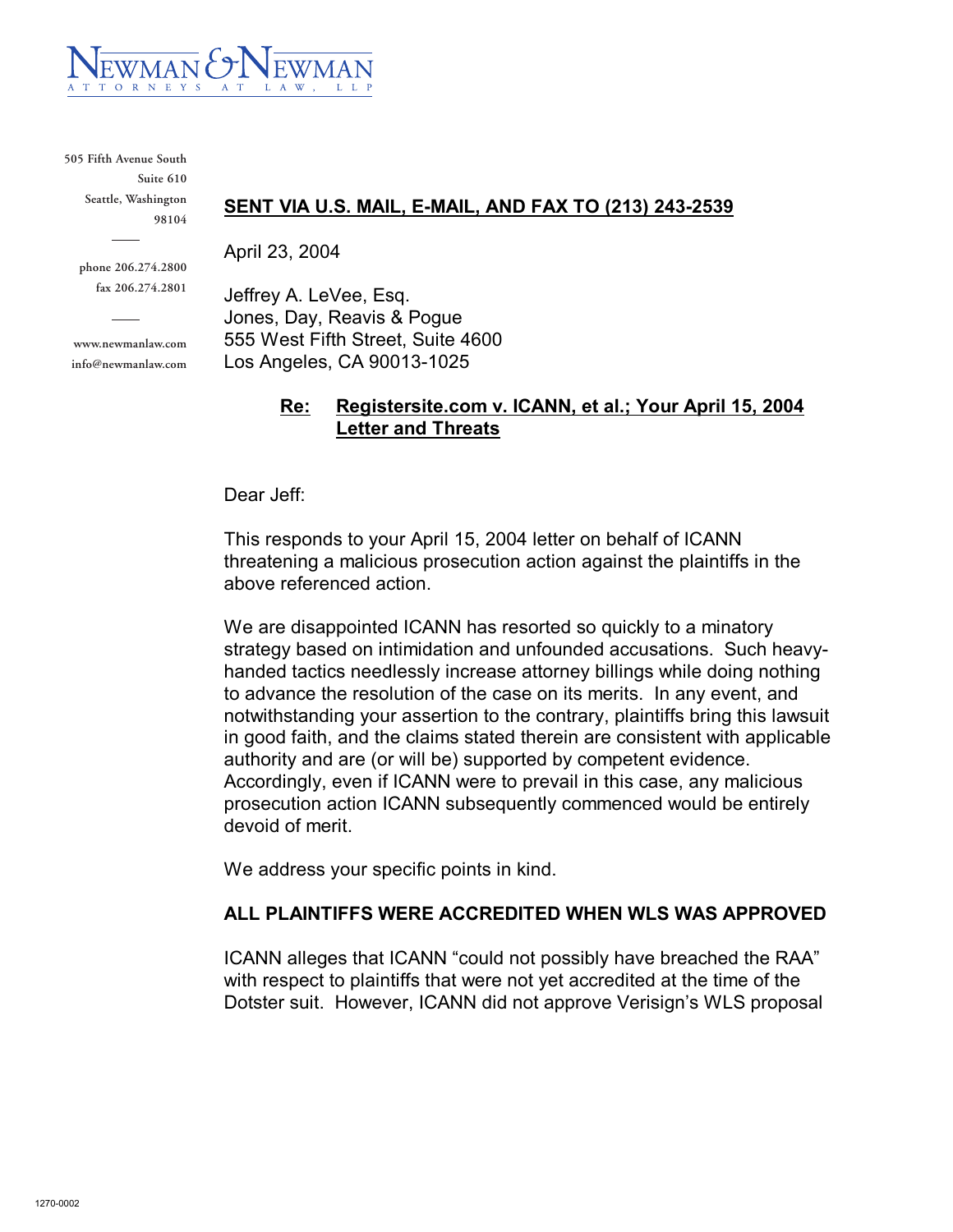# NEWMAN & NEWMAN
ATTORNEYS AT LAW, LLP

505 Fifth Avenue South
Suite 610
Seattle, Washington
98104

phone 206.274.2800
fax 206.274.2801

www.newmanlaw.com
info@newmanlaw.com

**SENT VIA U.S. MAIL, E-MAIL, AND FAX TO (213) 243-2539**

April 23, 2004

Jeffrey A. LeVee, Esq.
Jones, Day, Reavis & Pogue
555 West Fifth Street, Suite 4600
Los Angeles, CA 90013-1025

**Re: Registersite.com v. ICANN, et al.; Your April 15, 2004 Letter and Threats**

Dear Jeff:

This responds to your April 15, 2004 letter on behalf of ICANN threatening a malicious prosecution action against the plaintiffs in the above referenced action.

We are disappointed ICANN has resorted so quickly to a minatory strategy based on intimidation and unfounded accusations. Such heavy-handed tactics needlessly increase attorney billings while doing nothing to advance the resolution of the case on its merits. In any event, and notwithstanding your assertion to the contrary, plaintiffs bring this lawsuit in good faith, and the claims stated therein are consistent with applicable authority and are (or will be) supported by competent evidence. Accordingly, even if ICANN were to prevail in this case, any malicious prosecution action ICANN subsequently commenced would be entirely devoid of merit.

We address your specific points in kind.

**ALL PLAINTIFFS WERE ACCREDITED WHEN WLS WAS APPROVED**

ICANN alleges that ICANN "could not possibly have breached the RAA" with respect to plaintiffs that were not yet accredited at the time of the Dotster suit. However, ICANN did not approve Verisign's WLS proposal

1270-0002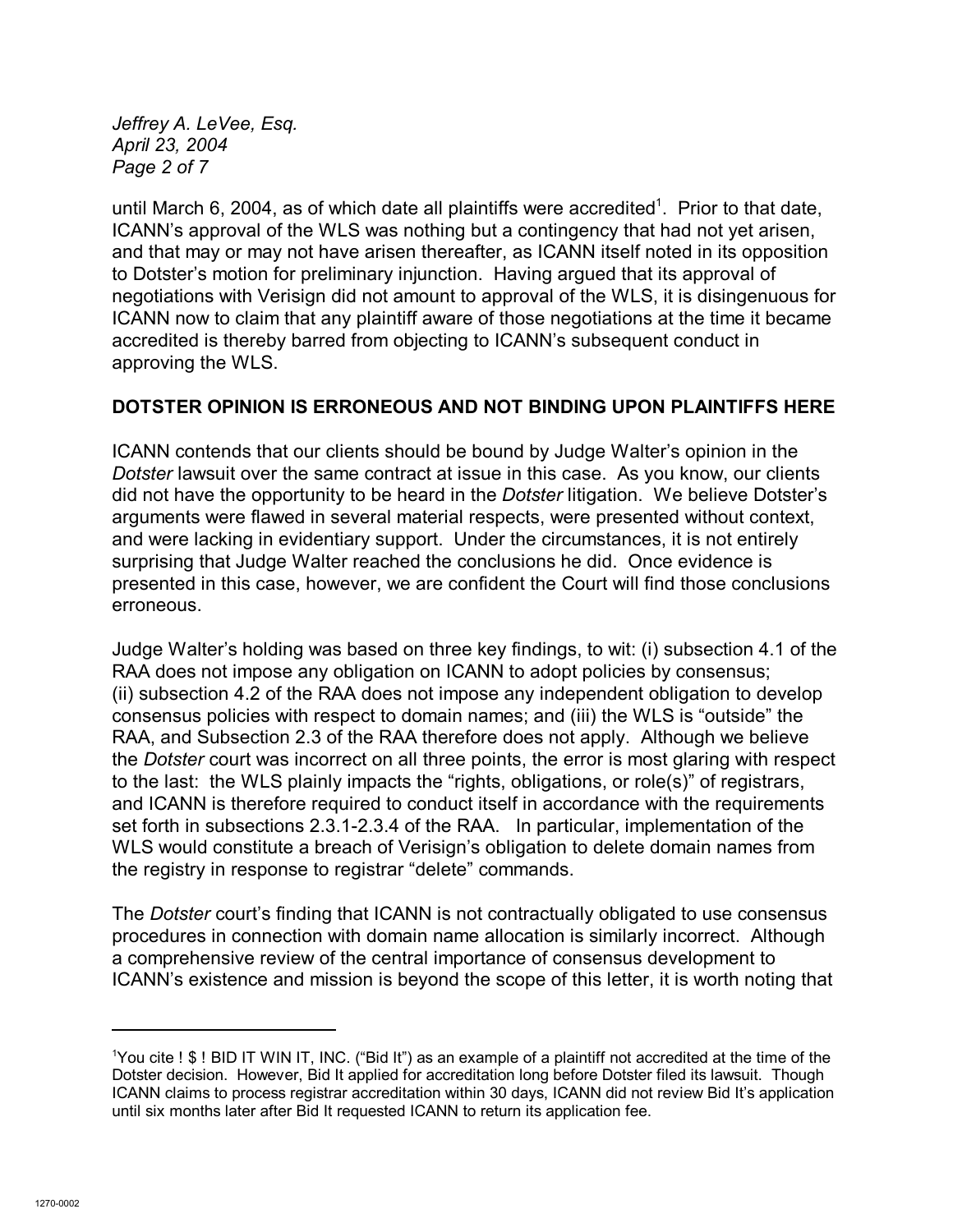until March 6, 2004, as of which date all plaintiffs were accredited[1]. Prior to that date, ICANN's approval of the WLS was nothing but a contingency that had not yet arisen, and that may or may not have arisen thereafter, as ICANN itself noted in its opposition to Dotster's motion for preliminary injunction. Having argued that its approval of negotiations with Verisign did not amount to approval of the WLS, it is disingenuous for ICANN now to claim that any plaintiff aware of those negotiations at the time it became accredited is thereby barred from objecting to ICANN's subsequent conduct in approving the WLS.

**DOTSTER OPINION IS ERRONEOUS AND NOT BINDING UPON PLAINTIFFS HERE**

ICANN contends that our clients should be bound by Judge Walter's opinion in the *Dotster* lawsuit over the same contract at issue in this case. As you know, our clients did not have the opportunity to be heard in the *Dotster* litigation. We believe Dotster's arguments were flawed in several material respects, were presented without context, and were lacking in evidentiary support. Under the circumstances, it is not entirely surprising that Judge Walter reached the conclusions he did. Once evidence is presented in this case, however, we are confident the Court will find those conclusions erroneous.

Judge Walter's holding was based on three key findings, to wit: (i) subsection 4.1 of the RAA does not impose any obligation on ICANN to adopt policies by consensus; (ii) subsection 4.2 of the RAA does not impose any independent obligation to develop consensus policies with respect to domain names; and (iii) the WLS is "outside" the RAA, and Subsection 2.3 of the RAA therefore does not apply. Although we believe the *Dotster* court was incorrect on all three points, the error is most glaring with respect to the last: the WLS plainly impacts the "rights, obligations, or role(s)" of registrars, and ICANN is therefore required to conduct itself in accordance with the requirements set forth in subsections 2.3.1-2.3.4 of the RAA. In particular, implementation of the WLS would constitute a breach of Verisign's obligation to delete domain names from the registry in response to registrar "delete" commands.

The *Dotster* court's finding that ICANN is not contractually obligated to use consensus procedures in connection with domain name allocation is similarly incorrect. Although a comprehensive review of the central importance of consensus development to ICANN's existence and mission is beyond the scope of this letter, it is worth noting that

---

[1] You cite ! $ ! BID IT WIN IT, INC. ("Bid It") as an example of a plaintiff not accredited at the time of the Dotster decision. However, Bid It applied for accreditation long before Dotster filed its lawsuit. Though ICANN claims to process registrar accreditation within 30 days, ICANN did not review Bid It's application until six months later after Bid It requested ICANN to return its application fee.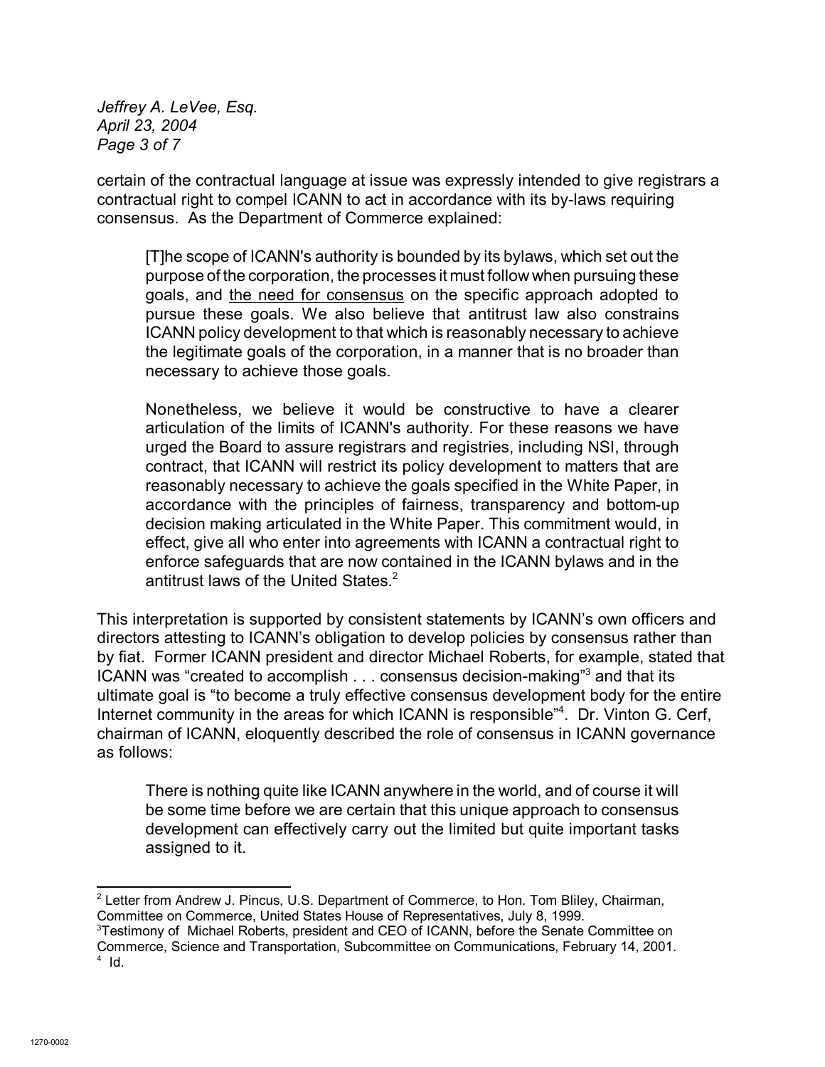certain of the contractual language at issue was expressly intended to give registrars a contractual right to compel ICANN to act in accordance with its by-laws requiring consensus. As the Department of Commerce explained:

> [T]he scope of ICANN's authority is bounded by its bylaws, which set out the purpose of the corporation, the processes it must follow when pursuing these goals, and <u>the need for consensus</u> on the specific approach adopted to pursue these goals. We also believe that antitrust law also constrains ICANN policy development to that which is reasonably necessary to achieve the legitimate goals of the corporation, in a manner that is no broader than necessary to achieve those goals.
>
> Nonetheless, we believe it would be constructive to have a clearer articulation of the limits of ICANN's authority. For these reasons we have urged the Board to assure registrars and registries, including NSI, through contract, that ICANN will restrict its policy development to matters that are reasonably necessary to achieve the goals specified in the White Paper, in accordance with the principles of fairness, transparency and bottom-up decision making articulated in the White Paper. This commitment would, in effect, give all who enter into agreements with ICANN a contractual right to enforce safeguards that are now contained in the ICANN bylaws and in the antitrust laws of the United States.[2]

This interpretation is supported by consistent statements by ICANN's own officers and directors attesting to ICANN's obligation to develop policies by consensus rather than by fiat. Former ICANN president and director Michael Roberts, for example, stated that ICANN was "created to accomplish . . . consensus decision-making"[3] and that its ultimate goal is "to become a truly effective consensus development body for the entire Internet community in the areas for which ICANN is responsible"[4]. Dr. Vinton G. Cerf, chairman of ICANN, eloquently described the role of consensus in ICANN governance as follows:

> There is nothing quite like ICANN anywhere in the world, and of course it will be some time before we are certain that this unique approach to consensus development can effectively carry out the limited but quite important tasks assigned to it.

---

[2] Letter from Andrew J. Pincus, U.S. Department of Commerce, to Hon. Tom Bliley, Chairman, Committee on Commerce, United States House of Representatives, July 8, 1999.

[3] Testimony of Michael Roberts, president and CEO of ICANN, before the Senate Committee on Commerce, Science and Transportation, Subcommittee on Communications, February 14, 2001.

[4] Id.

1270-0002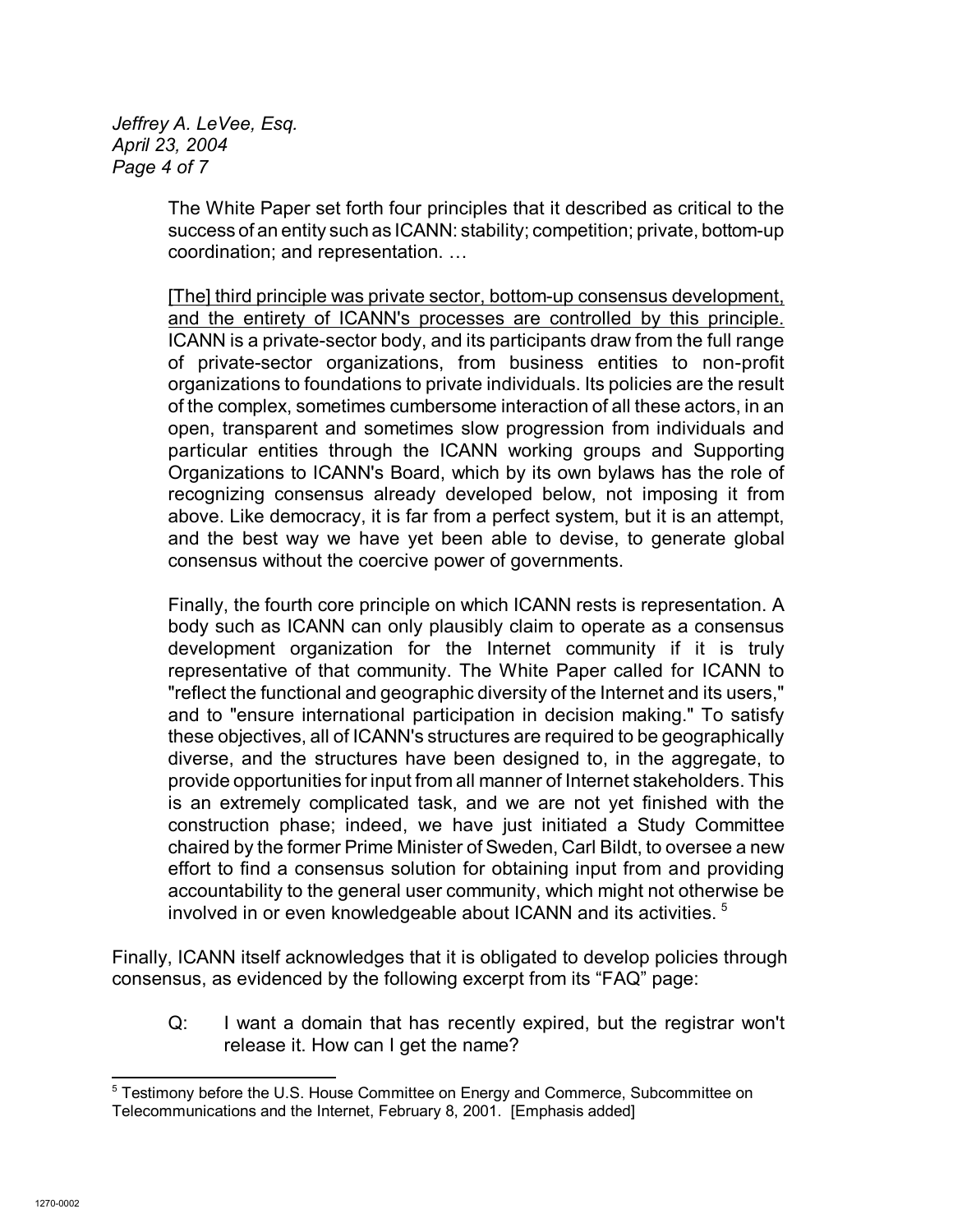The White Paper set forth four principles that it described as critical to the success of an entity such as ICANN: stability; competition; private, bottom-up coordination; and representation. …

<u>[The] third principle was private sector, bottom-up consensus development, and the entirety of ICANN's processes are controlled by this principle.</u> ICANN is a private-sector body, and its participants draw from the full range of private-sector organizations, from business entities to non-profit organizations to foundations to private individuals. Its policies are the result of the complex, sometimes cumbersome interaction of all these actors, in an open, transparent and sometimes slow progression from individuals and particular entities through the ICANN working groups and Supporting Organizations to ICANN's Board, which by its own bylaws has the role of recognizing consensus already developed below, not imposing it from above. Like democracy, it is far from a perfect system, but it is an attempt, and the best way we have yet been able to devise, to generate global consensus without the coercive power of governments.

Finally, the fourth core principle on which ICANN rests is representation. A body such as ICANN can only plausibly claim to operate as a consensus development organization for the Internet community if it is truly representative of that community. The White Paper called for ICANN to "reflect the functional and geographic diversity of the Internet and its users," and to "ensure international participation in decision making." To satisfy these objectives, all of ICANN's structures are required to be geographically diverse, and the structures have been designed to, in the aggregate, to provide opportunities for input from all manner of Internet stakeholders. This is an extremely complicated task, and we are not yet finished with the construction phase; indeed, we have just initiated a Study Committee chaired by the former Prime Minister of Sweden, Carl Bildt, to oversee a new effort to find a consensus solution for obtaining input from and providing accountability to the general user community, which might not otherwise be involved in or even knowledgeable about ICANN and its activities. [5]

Finally, ICANN itself acknowledges that it is obligated to develop policies through consensus, as evidenced by the following excerpt from its "FAQ" page:

Q: I want a domain that has recently expired, but the registrar won't release it. How can I get the name?

---

[5] Testimony before the U.S. House Committee on Energy and Commerce, Subcommittee on Telecommunications and the Internet, February 8, 2001. [Emphasis added]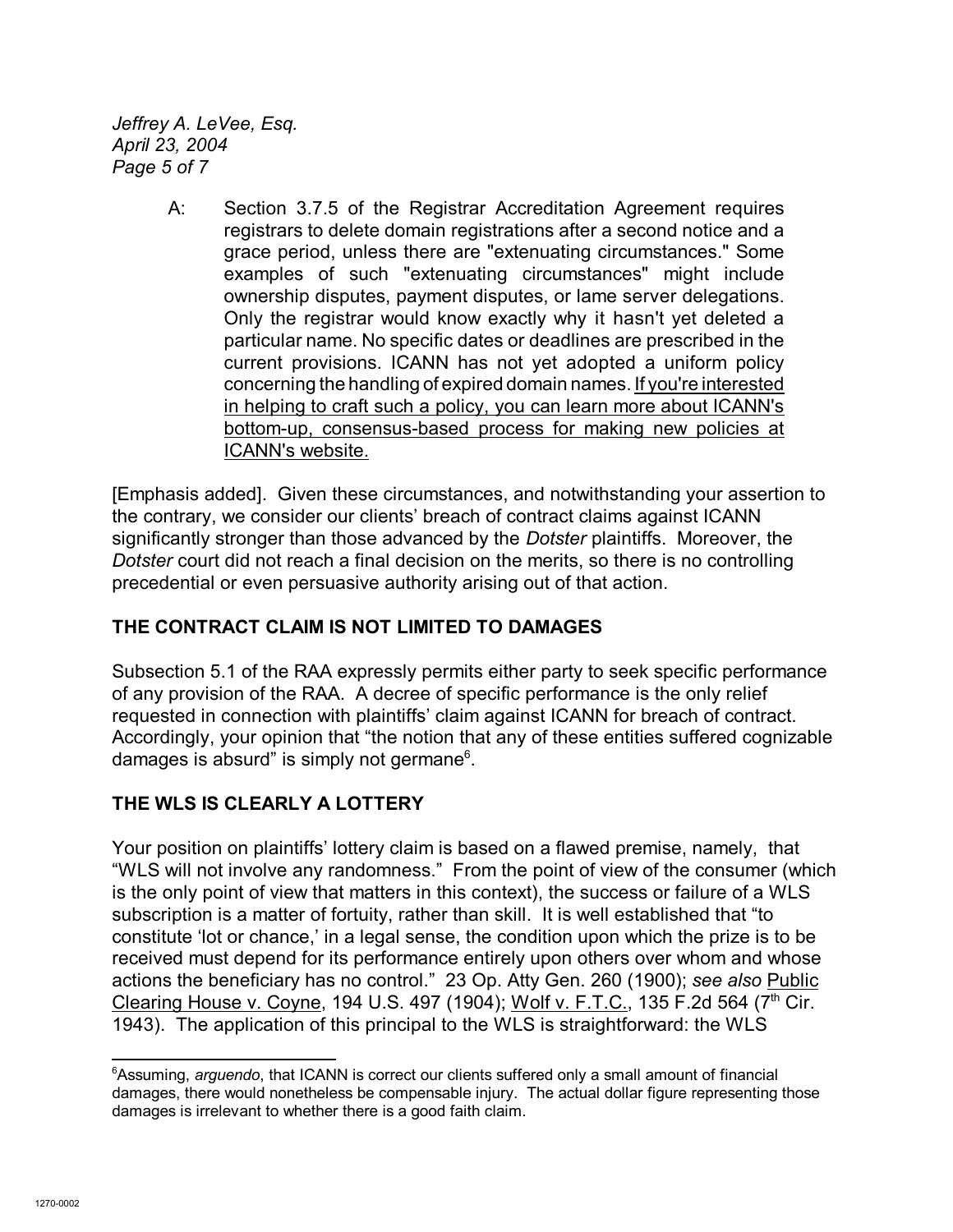> A: Section 3.7.5 of the Registrar Accreditation Agreement requires registrars to delete domain registrations after a second notice and a grace period, unless there are "extenuating circumstances." Some examples of such "extenuating circumstances" might include ownership disputes, payment disputes, or lame server delegations. Only the registrar would know exactly why it hasn't yet deleted a particular name. No specific dates or deadlines are prescribed in the current provisions. ICANN has not yet adopted a uniform policy concerning the handling of expired domain names. <u>If you're interested in helping to craft such a policy, you can learn more about ICANN's bottom-up, consensus-based process for making new policies at ICANN's website.</u>

[Emphasis added]. Given these circumstances, and notwithstanding your assertion to the contrary, we consider our clients' breach of contract claims against ICANN significantly stronger than those advanced by the *Dotster* plaintiffs. Moreover, the *Dotster* court did not reach a final decision on the merits, so there is no controlling precedential or even persuasive authority arising out of that action.

## THE CONTRACT CLAIM IS NOT LIMITED TO DAMAGES

Subsection 5.1 of the RAA expressly permits either party to seek specific performance of any provision of the RAA. A decree of specific performance is the only relief requested in connection with plaintiffs' claim against ICANN for breach of contract. Accordingly, your opinion that "the notion that any of these entities suffered cognizable damages is absurd" is simply not germane[6].

## THE WLS IS CLEARLY A LOTTERY

Your position on plaintiffs' lottery claim is based on a flawed premise, namely, that "WLS will not involve any randomness." From the point of view of the consumer (which is the only point of view that matters in this context), the success or failure of a WLS subscription is a matter of fortuity, rather than skill. It is well established that "to constitute 'lot or chance,' in a legal sense, the condition upon which the prize is to be received must depend for its performance entirely upon others over whom and whose actions the beneficiary has no control." 23 Op. Atty Gen. 260 (1900); *see also* <u>Public Clearing House v. Coyne</u>, 194 U.S. 497 (1904); <u>Wolf v. F.T.C.</u>, 135 F.2d 564 (7th Cir. 1943). The application of this principal to the WLS is straightforward: the WLS

---

[6]Assuming, *arguendo*, that ICANN is correct our clients suffered only a small amount of financial damages, there would nonetheless be compensable injury. The actual dollar figure representing those damages is irrelevant to whether there is a good faith claim.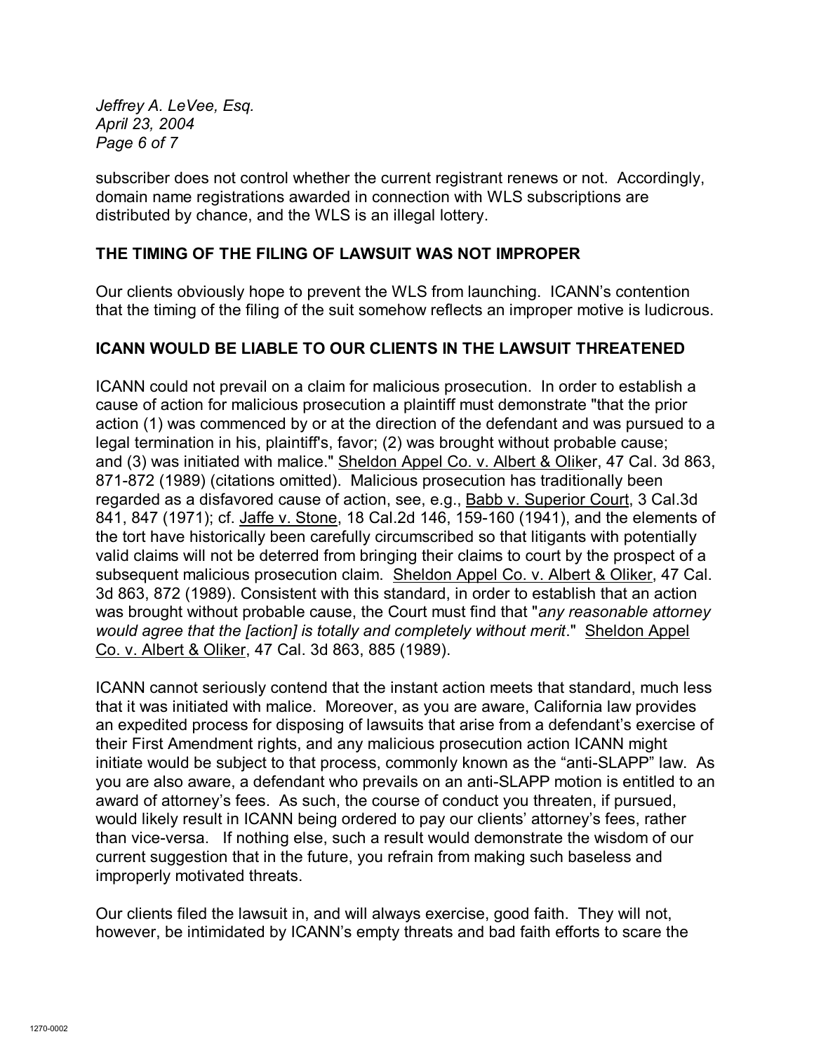subscriber does not control whether the current registrant renews or not. Accordingly, domain name registrations awarded in connection with WLS subscriptions are distributed by chance, and the WLS is an illegal lottery.

## THE TIMING OF THE FILING OF LAWSUIT WAS NOT IMPROPER

Our clients obviously hope to prevent the WLS from launching. ICANN's contention that the timing of the filing of the suit somehow reflects an improper motive is ludicrous.

## ICANN WOULD BE LIABLE TO OUR CLIENTS IN THE LAWSUIT THREATENED

ICANN could not prevail on a claim for malicious prosecution. In order to establish a cause of action for malicious prosecution a plaintiff must demonstrate "that the prior action (1) was commenced by or at the direction of the defendant and was pursued to a legal termination in his, plaintiff's, favor; (2) was brought without probable cause; and (3) was initiated with malice." Sheldon Appel Co. v. Albert & Oliker, 47 Cal. 3d 863, 871-872 (1989) (citations omitted). Malicious prosecution has traditionally been regarded as a disfavored cause of action, see, e.g., Babb v. Superior Court, 3 Cal.3d 841, 847 (1971); cf. Jaffe v. Stone, 18 Cal.2d 146, 159-160 (1941), and the elements of the tort have historically been carefully circumscribed so that litigants with potentially valid claims will not be deterred from bringing their claims to court by the prospect of a subsequent malicious prosecution claim. Sheldon Appel Co. v. Albert & Oliker, 47 Cal. 3d 863, 872 (1989). Consistent with this standard, in order to establish that an action was brought without probable cause, the Court must find that "*any reasonable attorney would agree that the [action] is totally and completely without merit*." Sheldon Appel Co. v. Albert & Oliker, 47 Cal. 3d 863, 885 (1989).

ICANN cannot seriously contend that the instant action meets that standard, much less that it was initiated with malice. Moreover, as you are aware, California law provides an expedited process for disposing of lawsuits that arise from a defendant's exercise of their First Amendment rights, and any malicious prosecution action ICANN might initiate would be subject to that process, commonly known as the "anti-SLAPP" law. As you are also aware, a defendant who prevails on an anti-SLAPP motion is entitled to an award of attorney's fees. As such, the course of conduct you threaten, if pursued, would likely result in ICANN being ordered to pay our clients' attorney's fees, rather than vice-versa. If nothing else, such a result would demonstrate the wisdom of our current suggestion that in the future, you refrain from making such baseless and improperly motivated threats.

Our clients filed the lawsuit in, and will always exercise, good faith. They will not, however, be intimidated by ICANN's empty threats and bad faith efforts to scare the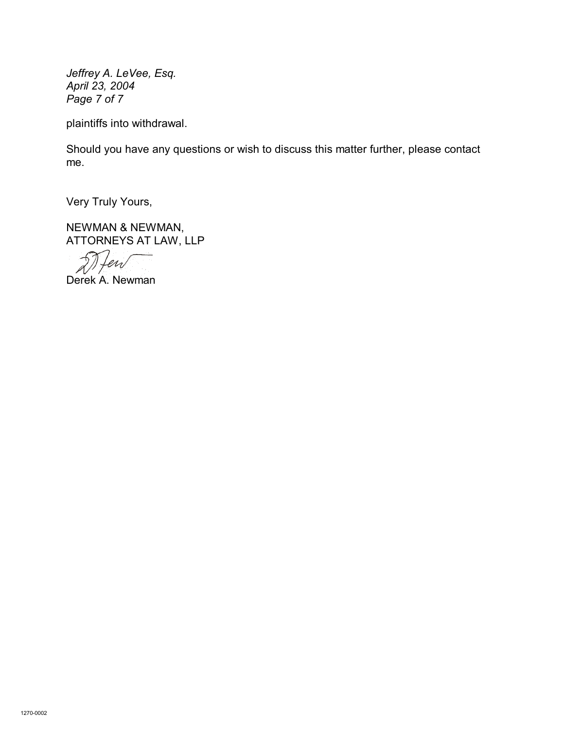plaintiffs into withdrawal.

Should you have any questions or wish to discuss this matter further, please contact me.

Very Truly Yours,

NEWMAN & NEWMAN,
ATTORNEYS AT LAW, LLP

Derek A. Newman

1270-0002